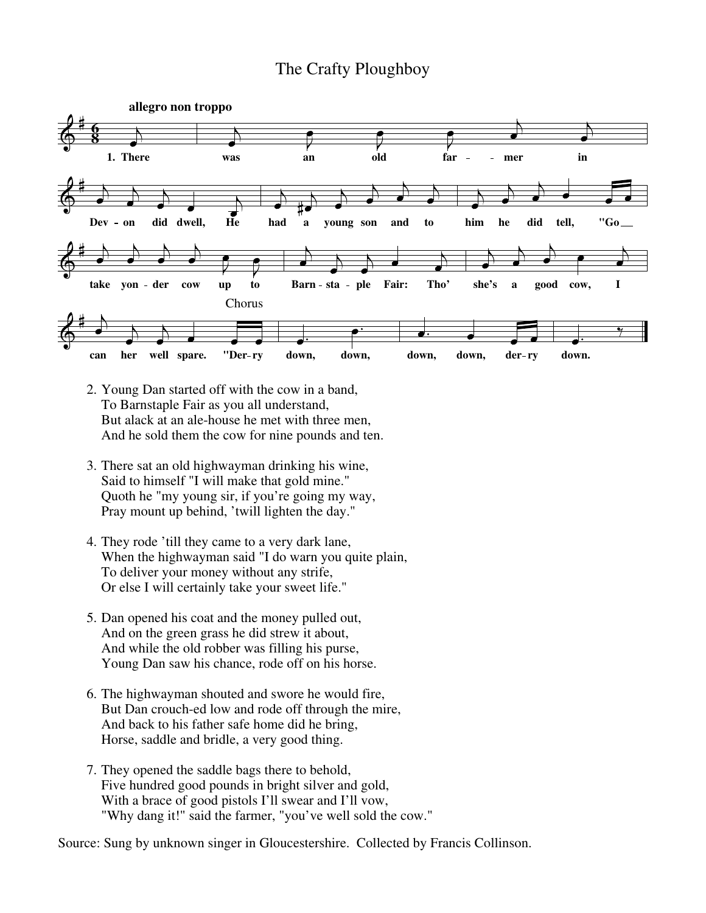# The Crafty Ploughboy

**allegro non troppo**

1. There was an old far - - mer in Dev - on did dwell, He had a young son and to him he did tell, "Go take yon - der cow up to Barn - sta - ple Fair: Tho' she's a good cow, I can her well spare. "Der - ry down, down, down, down, der - ry down.

2. Young Dan started off with the cow in a band,
   To Barnstaple Fair as you all understand,
   But alack at an ale-house he met with three men,
   And he sold them the cow for nine pounds and ten.

3. There sat an old highwayman drinking his wine,
   Said to himself "I will make that gold mine."
   Quoth he "my young sir, if you're going my way,
   Pray mount up behind, 'twill lighten the day."

4. They rode 'till they came to a very dark lane,
   When the highwayman said "I do warn you quite plain,
   To deliver your money without any strife,
   Or else I will certainly take your sweet life."

5. Dan opened his coat and the money pulled out,
   And on the green grass he did strew it about,
   And while the old robber was filling his purse,
   Young Dan saw his chance, rode off on his horse.

6. The highwayman shouted and swore he would fire,
   But Dan crouch-ed low and rode off through the mire,
   And back to his father safe home did he bring,
   Horse, saddle and bridle, a very good thing.

7. They opened the saddle bags there to behold,
   Five hundred good pounds in bright silver and gold,
   With a brace of good pistols I'll swear and I'll vow,
   "Why dang it!" said the farmer, "you've well sold the cow."

Source: Sung by unknown singer in Gloucestershire. Collected by Francis Collinson.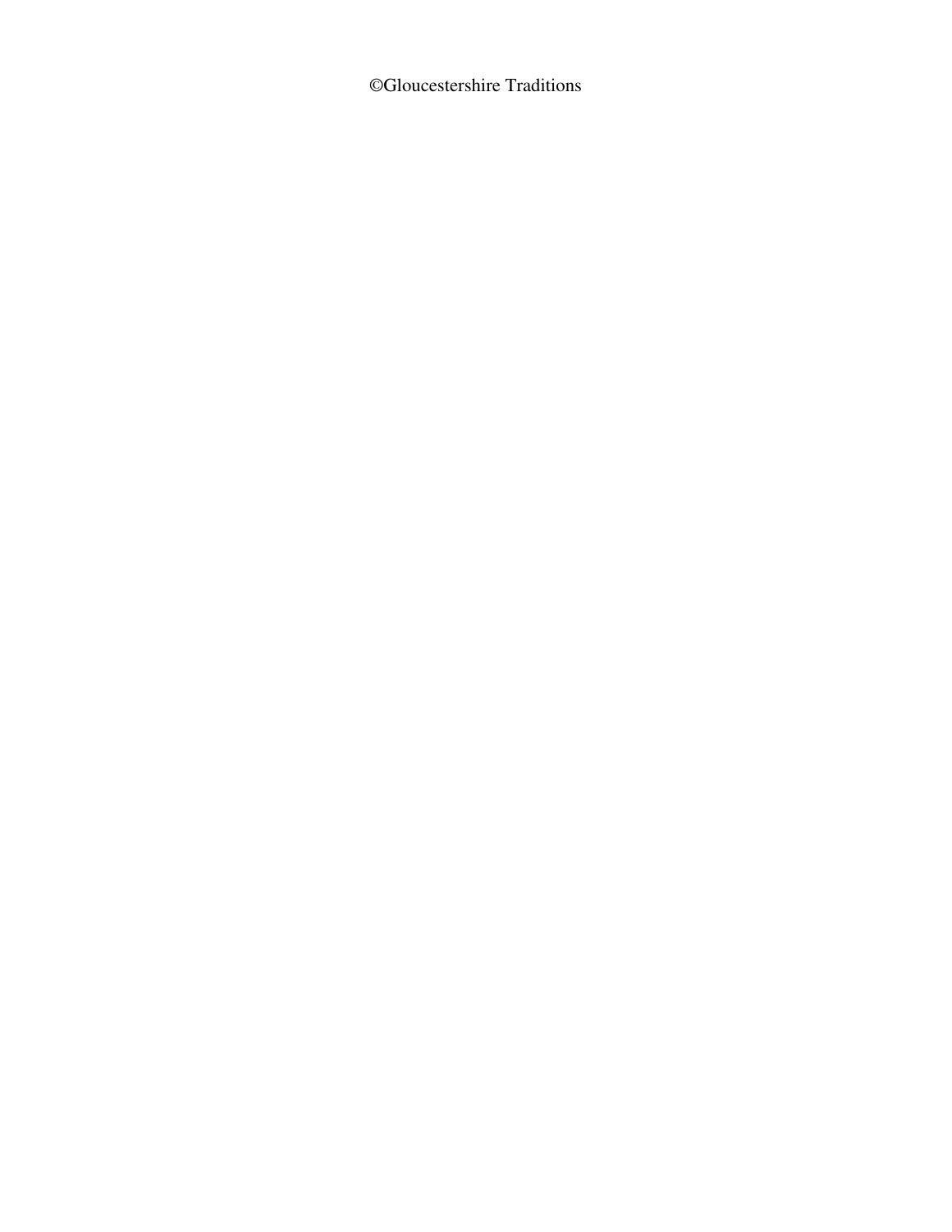©Gloucestershire Traditions